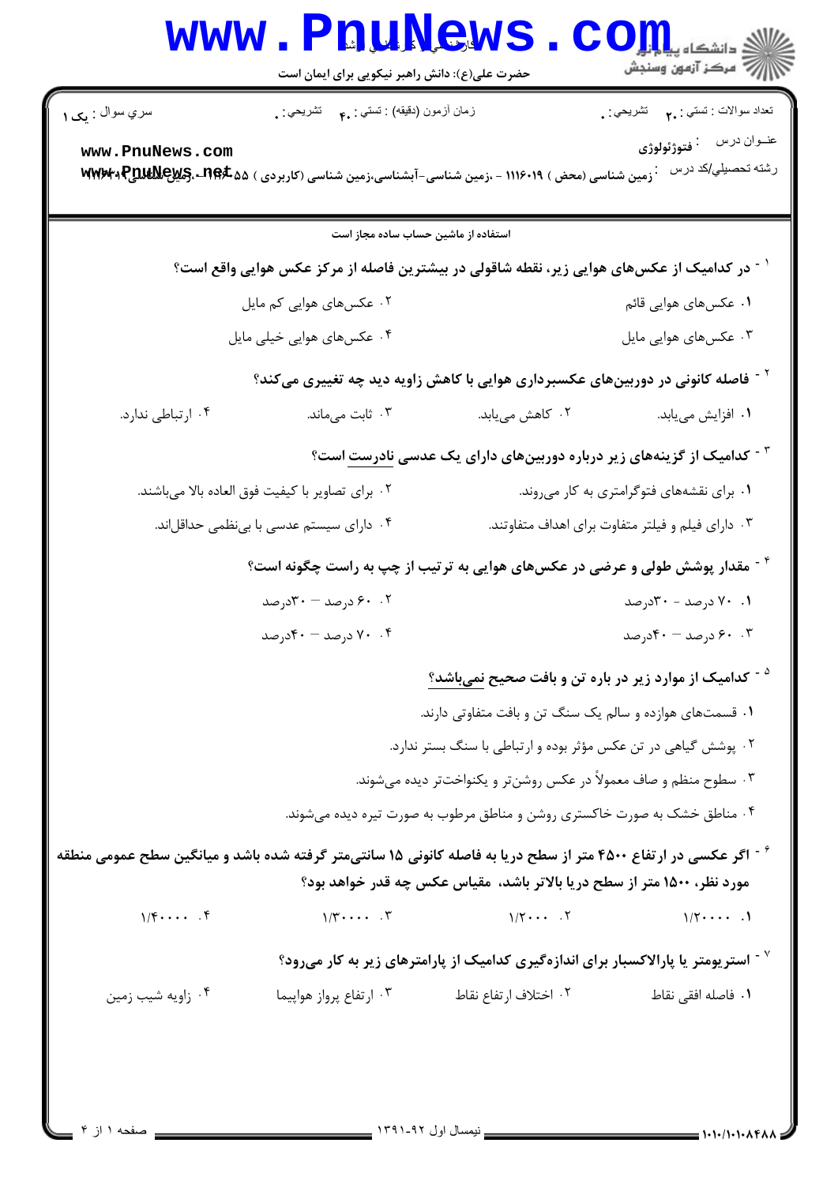حضرت علی(ع): دانش راهبر نیکویی برای ایمان است

سري سوال : یک ۱

زمان آزمون (دقیقه) : تستی : ۴۰ تشریحی : ۰

تعداد سوالات : تستی : ۲۰ تشریحی : ۰

عنوان درس : فتوژئولوژی

رشته تحصیلی/کد درس : زمین شناسی (محض ) ۱۱۱۶۰۱۹ - ،زمین شناسی-آبشناسی،زمین شناسی (کاربردی ) ۱۱۱۶۰۵۵ - ،زمین شناسی

استفاده از ماشین حساب ساده مجاز است

۱- در کدامیک از عکس‌های هوایی زیر، نقطه شاقولی در بیشترین فاصله از مرکز عکس هوایی واقع است؟

۱. عکس‌های هوایی قائم
۲. عکس‌های هوایی کم مایل
۳. عکس‌های هوایی مایل
۴. عکس‌های هوایی خیلی مایل

۲- فاصله کانونی در دوربین‌های عکسبرداری هوایی با کاهش زاویه دید چه تغییری می‌کند؟

۱. افزایش می‌یابد.
۲. کاهش می‌یابد.
۳. ثابت می‌ماند.
۴. ارتباطی ندارد.

۳- کدامیک از گزینه‌های زیر درباره دوربین‌های دارای یک عدسی نادرست است؟

۱. برای نقشه‌های فتوگرامتری به کار می‌روند.
۲. برای تصاویر با کیفیت فوق العاده بالا می‌باشند.
۳. دارای فیلم و فیلتر متفاوت برای اهداف متفاوتند.
۴. دارای سیستم عدسی با بی‌نظمی حداقل‌اند.

۴- مقدار پوشش طولی و عرضی در عکس‌های هوایی به ترتیب از چپ به راست چگونه است؟

۱. ۷۰ درصد - ۳۰درصد
۲. ۶۰ درصد – ۳۰درصد
۳. ۶۰ درصد – ۴۰درصد
۴. ۷۰ درصد – ۴۰درصد

۵- کدامیک از موارد زیر در باره تن و بافت صحیح نمی‌باشد؟

۱. قسمت‌های هوازده و سالم یک سنگ تن و بافت متفاوتی دارند.
۲. پوشش گیاهی در تن عکس مؤثر بوده و ارتباطی با سنگ بستر ندارد.
۳. سطوح منظم و صاف معمولاً در عکس روشن‌تر و یکنواخت‌تر دیده می‌شوند.
۴. مناطق خشک به صورت خاکستری روشن و مناطق مرطوب به صورت تیره دیده می‌شوند.

۶- اگر عکسی در ارتفاع ۴۵۰۰ متر از سطح دریا به فاصله کانونی ۱۵ سانتی‌متر گرفته شده باشد و میانگین سطح عمومی منطقه مورد نظر، ۱۵۰۰ متر از سطح دریا بالاتر باشد، مقیاس عکس چه قدر خواهد بود؟

۱. ۱/۲۰۰۰۰
۲. ۱/۲۰۰۰
۳. ۱/۳۰۰۰۰
۴. ۱/۴۰۰۰۰

۷- استریومتر یا پارالاکسبار برای اندازه‌گیری کدامیک از پارامترهای زیر به کار می‌رود؟

۱. فاصله افقی نقاط
۲. اختلاف ارتفاع نقاط
۳. ارتفاع پرواز هواپیما
۴. زاویه شیب زمین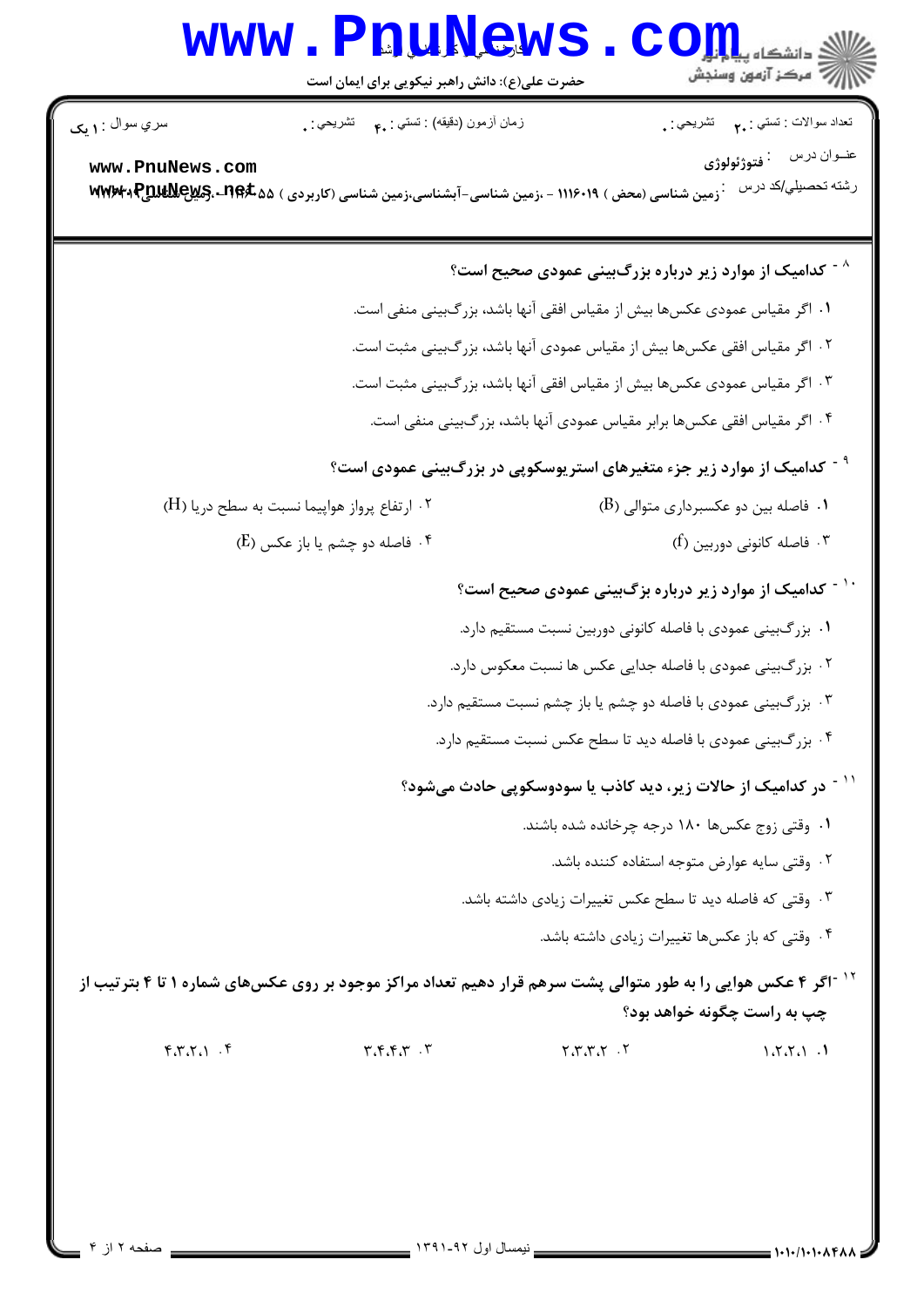۸ - کدامیک از موارد زیر درباره بزرگ‌بینی عمودی صحیح است؟

۱. اگر مقیاس عمودی عکس‌ها بیش از مقیاس افقی آنها باشد، بزرگ‌بینی منفی است.

۲. اگر مقیاس افقی عکس‌ها بیش از مقیاس عمودی آنها باشد، بزرگ‌بینی مثبت است.

۳. اگر مقیاس عمودی عکس‌ها بیش از مقیاس افقی آنها باشد، بزرگ‌بینی مثبت است.

۴. اگر مقیاس افقی عکس‌ها برابر مقیاس عمودی آنها باشد، بزرگ‌بینی منفی است.

۹ - کدامیک از موارد زیر جزء متغیرهای استریوسکوپی در بزرگ‌بینی عمودی است؟

۱. فاصله بین دو عکسبرداری متوالی (B)

۲. ارتفاع پرواز هواپیما نسبت به سطح دریا (H)

۳. فاصله کانونی دوربین (f)

۴. فاصله دو چشم یا باز عکس (E)

۱۰ - کدامیک از موارد زیر درباره بزرگ‌بینی عمودی صحیح است؟

۱. بزرگ‌بینی عمودی با فاصله کانونی دوربین نسبت مستقیم دارد.

۲. بزرگ‌بینی عمودی با فاصله جدایی عکس ها نسبت معکوس دارد.

۳. بزرگ‌بینی عمودی با فاصله دو چشم یا باز چشم نسبت مستقیم دارد.

۴. بزرگ‌بینی عمودی با فاصله دید تا سطح عکس نسبت مستقیم دارد.

۱۱ - در کدامیک از حالات زیر، دید کاذب یا سودوسکوپی حادث می‌شود؟

۱. وقتی زوج عکس‌ها ۱۸۰ درجه چرخانده شده باشند.

۲. وقتی سایه عوارض متوجه استفاده کننده باشد.

۳. وقتی که فاصله دید تا سطح عکس تغییرات زیادی داشته باشد.

۴. وقتی که باز عکس‌ها تغییرات زیادی داشته باشد.

۱۲ - اگر ۴ عکس هوایی را به طور متوالی پشت سرهم قرار دهیم تعداد مراکز موجود بر روی عکس‌های شماره ۱ تا ۴ بترتیب از چپ به راست چگونه خواهد بود؟

۱. ۱،۲،۲،۱

۲. ۲،۳،۳،۲

۳. ۳،۴،۴،۳

۴. ۴،۳،۲،۱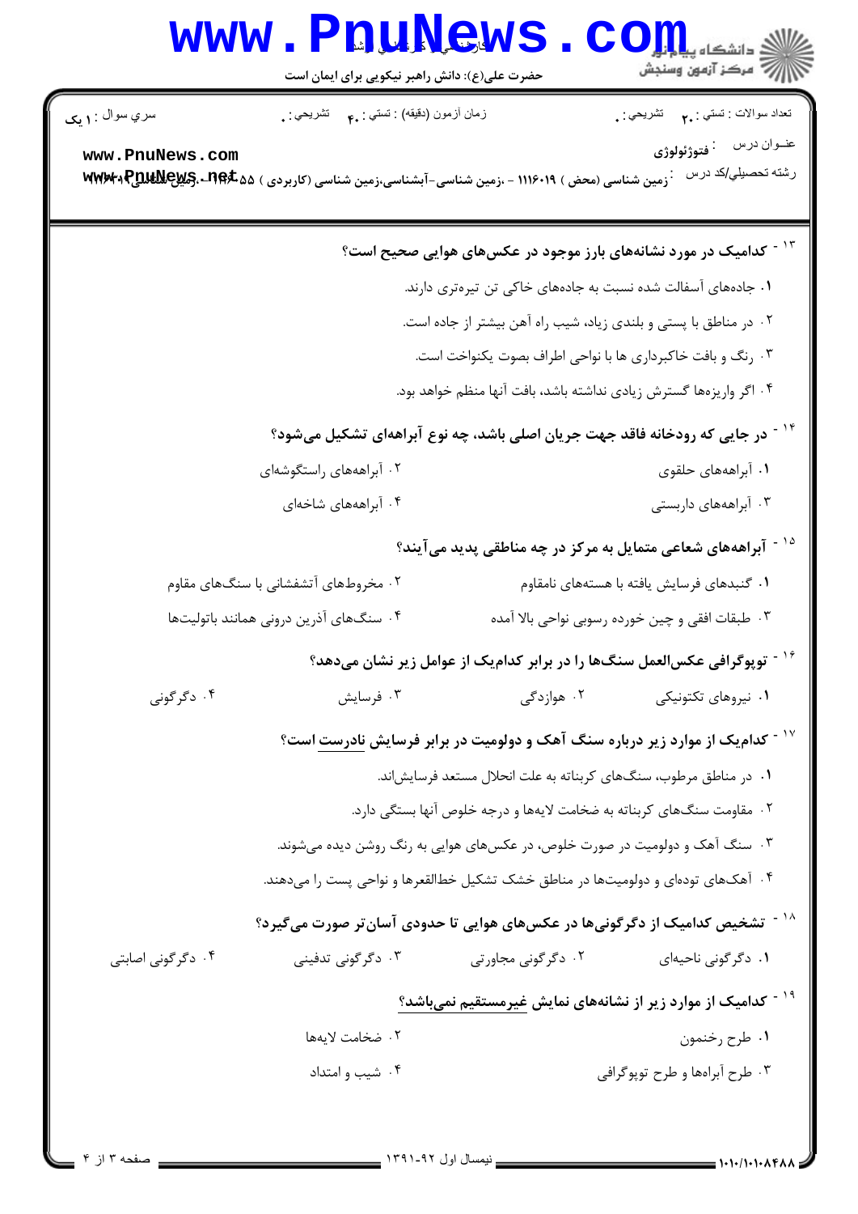۱۳- کدامیک در مورد نشانه‌های بارز موجود در عکس‌های هوایی صحیح است؟

۱. جاده‌های آسفالت شده نسبت به جاده‌های خاکی تن تیره‌تری دارند.

۲. در مناطق با پستی و بلندی زیاد، شیب راه آهن بیشتر از جاده است.

۳. رنگ و بافت خاکبرداری ها با نواحی اطراف بصوت یکنواخت است.

۴. اگر واریزه‌ها گسترش زیادی نداشته باشد، بافت آنها منظم خواهد بود.

۱۴- در جایی که رودخانه فاقد جهت جریان اصلی باشد، چه نوع آبراهه‌ای تشکیل می‌شود؟

۱. آبراهه‌های حلقوی

۲. آبراهه‌های راستگوشه‌ای

۳. آبراهه‌های داربستی

۴. آبراهه‌های شاخه‌ای

۱۵- آبراهه‌های شعاعی متمایل به مرکز در چه مناطقی پدید می‌آیند؟

۱. گنبدهای فرسایش یافته با هسته‌های نامقاوم

۲. مخروط‌های آتشفشانی با سنگ‌های مقاوم

۳. طبقات افقی و چین خورده رسوبی نواحی بالا آمده

۴. سنگ‌های آذرین درونی همانند باتولیت‌ها

۱۶- توپوگرافی عکس‌العمل سنگ‌ها را در برابر کدام‌یک از عوامل زیر نشان می‌دهد؟

۱. نیروهای تکتونیکی

۲. هوازدگی

۳. فرسایش

۴. دگرگونی

۱۷- کدام‌یک از موارد زیر درباره سنگ آهک و دولومیت در برابر فرسایش نادرست است؟

۱. در مناطق مرطوب، سنگ‌های کربناته به علت انحلال مستعد فرسایش‌اند.

۲. مقاومت سنگ‌های کربناته به ضخامت لایه‌ها و درجه خلوص آنها بستگی دارد.

۳. سنگ آهک و دولومیت در صورت خلوص، در عکس‌های هوایی به رنگ روشن دیده می‌شوند.

۴. آهک‌های توده‌ای و دولومیت‌ها در مناطق خشک تشکیل خط‌القعرها و نواحی پست را می‌دهند.

۱۸- تشخیص کدامیک از دگرگونی‌ها در عکس‌های هوایی تا حدودی آسان‌تر صورت می‌گیرد؟

۱. دگرگونی ناحیه‌ای

۲. دگرگونی مجاورتی

۳. دگرگونی تدفینی

۴. دگرگونی اصابتی

۱۹- کدامیک از موارد زیر از نشانه‌های نمایش غیرمستقیم نمی‌باشد؟

۱. طرح رخنمون

۲. ضخامت لایه‌ها

۳. طرح آبراهه‌ها و طرح توپوگرافی

۴. شیب و امتداد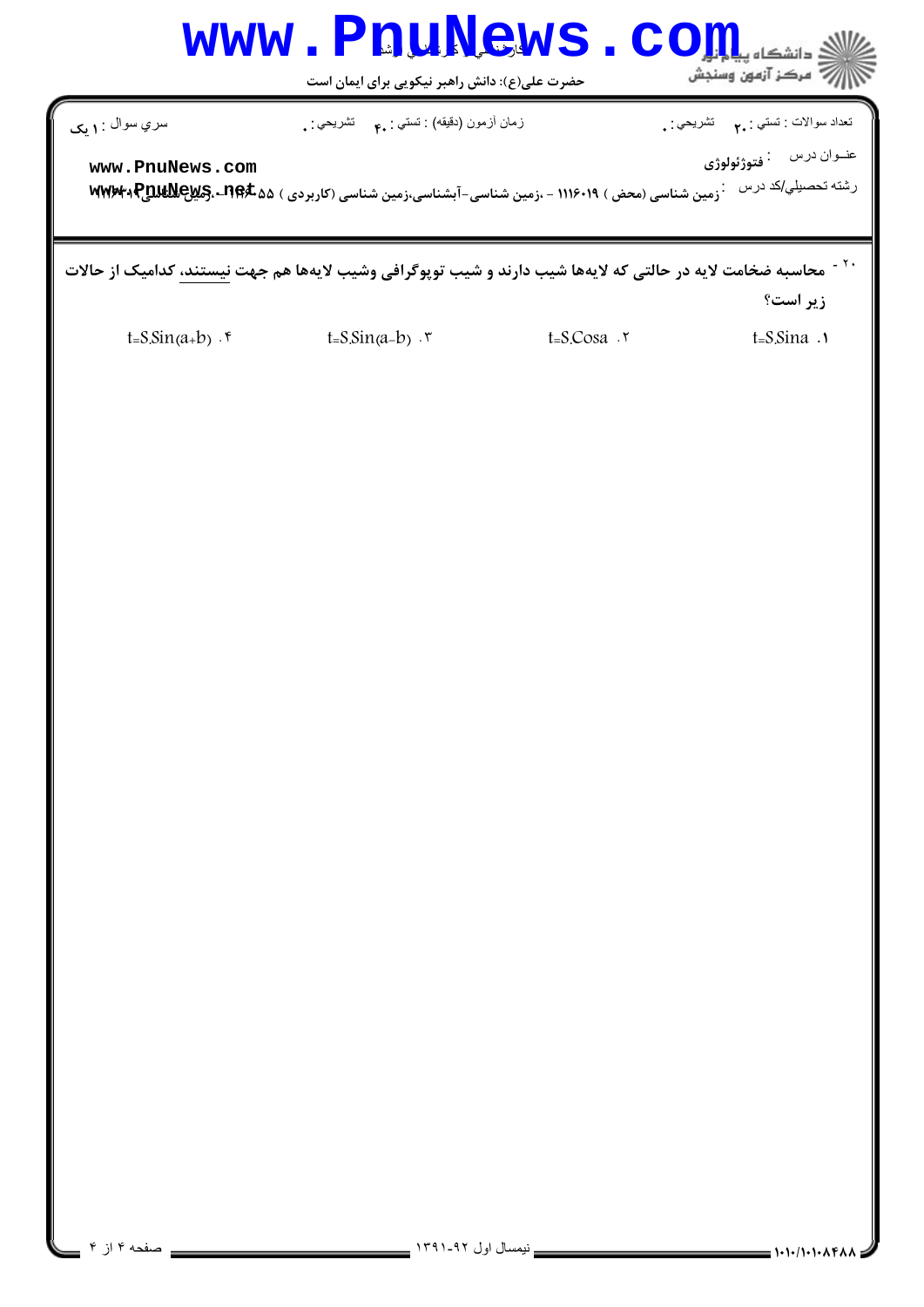۲۰- محاسبه ضخامت لایه در حالتی که لایه‌ها شیب دارند و شیب توپوگرافی وشیب لایه‌ها هم جهت نیستند، کدامیک از حالات زیر است؟

۱. $t = S.Sina$

۲. $t = S.Cosa$

۳. $t = S.Sin(a-b)$

۴. $t = S.Sin(a+b)$